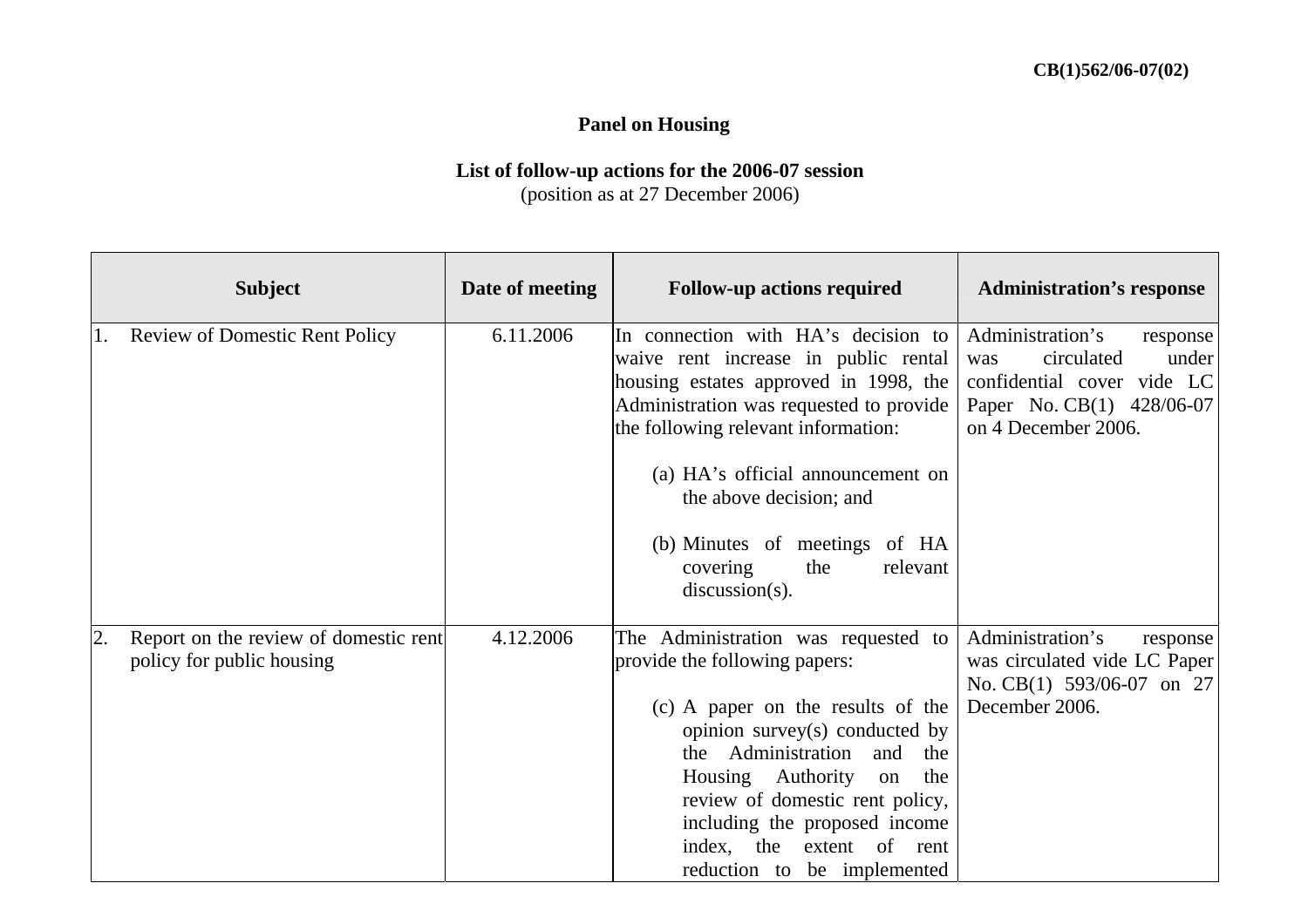CB(1)562/06-07(02)

**Panel on Housing**

**List of follow-up actions for the 2006-07 session**
(position as at 27 December 2006)

| Subject | Date of meeting | Follow-up actions required | Administration's response |
|---|---|---|---|
| 1. Review of Domestic Rent Policy | 6.11.2006 | In connection with HA's decision to waive rent increase in public rental housing estates approved in 1998, the Administration was requested to provide the following relevant information:<br><br>(a) HA's official announcement on the above decision; and<br><br>(b) Minutes of meetings of HA covering the relevant discussion(s). | Administration's response was circulated under confidential cover vide LC Paper No. CB(1) 428/06-07 on 4 December 2006. |
| 2. Report on the review of domestic rent policy for public housing | 4.12.2006 | The Administration was requested to provide the following papers:<br><br>(c) A paper on the results of the opinion survey(s) conducted by the Administration and the Housing Authority on the review of domestic rent policy, including the proposed income index, the extent of rent reduction to be implemented | Administration's response was circulated vide LC Paper No. CB(1) 593/06-07 on 27 December 2006. |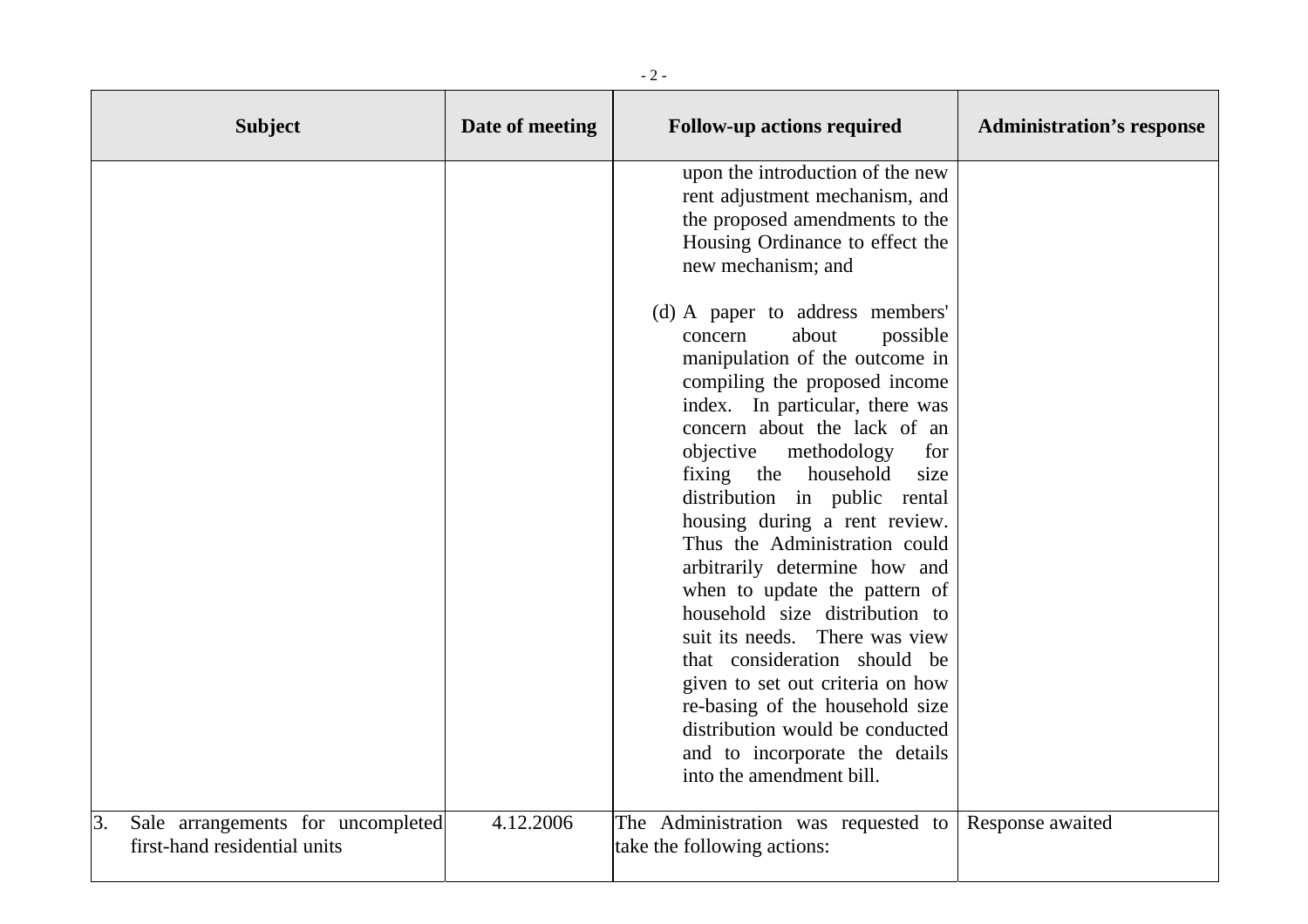| Subject | Date of meeting | Follow-up actions required | Administration's response |
|---|---|---|---|
| | | upon the introduction of the new rent adjustment mechanism, and the proposed amendments to the Housing Ordinance to effect the new mechanism; and<br><br>(d) A paper to address members' concern about possible manipulation of the outcome in compiling the proposed income index. In particular, there was concern about the lack of an objective methodology for fixing the household size distribution in public rental housing during a rent review. Thus the Administration could arbitrarily determine how and when to update the pattern of household size distribution to suit its needs. There was view that consideration should be given to set out criteria on how re-basing of the household size distribution would be conducted and to incorporate the details into the amendment bill. | |
| 3. Sale arrangements for uncompleted first-hand residential units | 4.12.2006 | The Administration was requested to take the following actions: | Response awaited |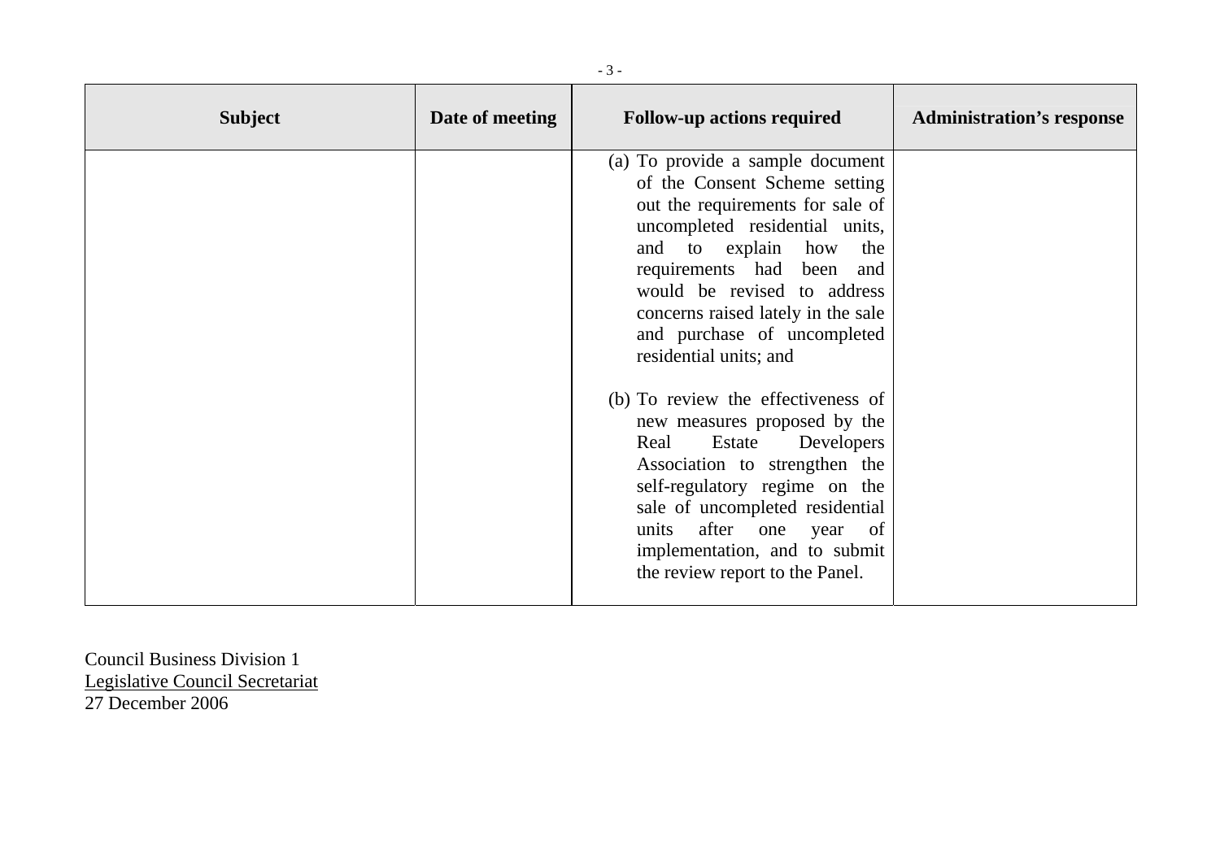| Subject | Date of meeting | Follow-up actions required | Administration's response |
| --- | --- | --- | --- |
| | | (a) To provide a sample document of the Consent Scheme setting out the requirements for sale of uncompleted residential units, and to explain how the requirements had been and would be revised to address concerns raised lately in the sale and purchase of uncompleted residential units; and<br><br>(b) To review the effectiveness of new measures proposed by the Real Estate Developers Association to strengthen the self-regulatory regime on the sale of uncompleted residential units after one year of implementation, and to submit the review report to the Panel. | |

Council Business Division 1
Legislative Council Secretariat
27 December 2006